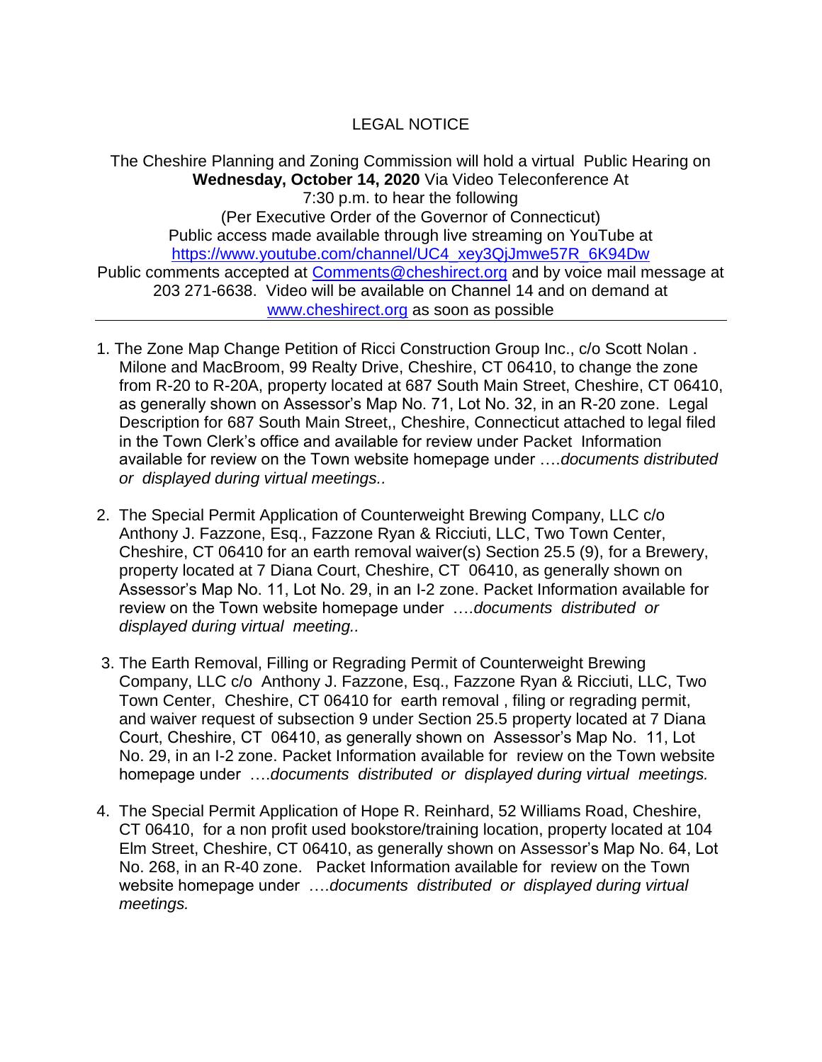# LEGAL NOTICE

The Cheshire Planning and Zoning Commission will hold a virtual Public Hearing on **Wednesday, October 14, 2020** Via Video Teleconference At 7:30 p.m. to hear the following
(Per Executive Order of the Governor of Connecticut)
Public access made available through live streaming on YouTube at https://www.youtube.com/channel/UC4_xey3QjJmwe57R_6K94Dw
Public comments accepted at Comments@cheshirect.org and by voice mail message at 203 271-6638. Video will be available on Channel 14 and on demand at www.cheshirect.org as soon as possible

---

1. The Zone Map Change Petition of Ricci Construction Group Inc., c/o Scott Nolan . Milone and MacBroom, 99 Realty Drive, Cheshire, CT 06410, to change the zone from R-20 to R-20A, property located at 687 South Main Street, Cheshire, CT 06410, as generally shown on Assessor's Map No. 71, Lot No. 32, in an R-20 zone. Legal Description for 687 South Main Street,, Cheshire, Connecticut attached to legal filed in the Town Clerk's office and available for review under Packet Information available for review on the Town website homepage under ….*documents distributed or displayed during virtual meetings..*

2. The Special Permit Application of Counterweight Brewing Company, LLC c/o Anthony J. Fazzone, Esq., Fazzone Ryan & Ricciuti, LLC, Two Town Center, Cheshire, CT 06410 for an earth removal waiver(s) Section 25.5 (9), for a Brewery, property located at 7 Diana Court, Cheshire, CT 06410, as generally shown on Assessor's Map No. 11, Lot No. 29, in an I-2 zone. Packet Information available for review on the Town website homepage under ….*documents distributed or displayed during virtual meeting..*

3. The Earth Removal, Filling or Regrading Permit of Counterweight Brewing Company, LLC c/o Anthony J. Fazzone, Esq., Fazzone Ryan & Ricciuti, LLC, Two Town Center, Cheshire, CT 06410 for earth removal , filing or regrading permit, and waiver request of subsection 9 under Section 25.5 property located at 7 Diana Court, Cheshire, CT 06410, as generally shown on Assessor's Map No. 11, Lot No. 29, in an I-2 zone. Packet Information available for review on the Town website homepage under ….*documents distributed or displayed during virtual meetings.*

4. The Special Permit Application of Hope R. Reinhard, 52 Williams Road, Cheshire, CT 06410, for a non profit used bookstore/training location, property located at 104 Elm Street, Cheshire, CT 06410, as generally shown on Assessor's Map No. 64, Lot No. 268, in an R-40 zone. Packet Information available for review on the Town website homepage under ….*documents distributed or displayed during virtual meetings.*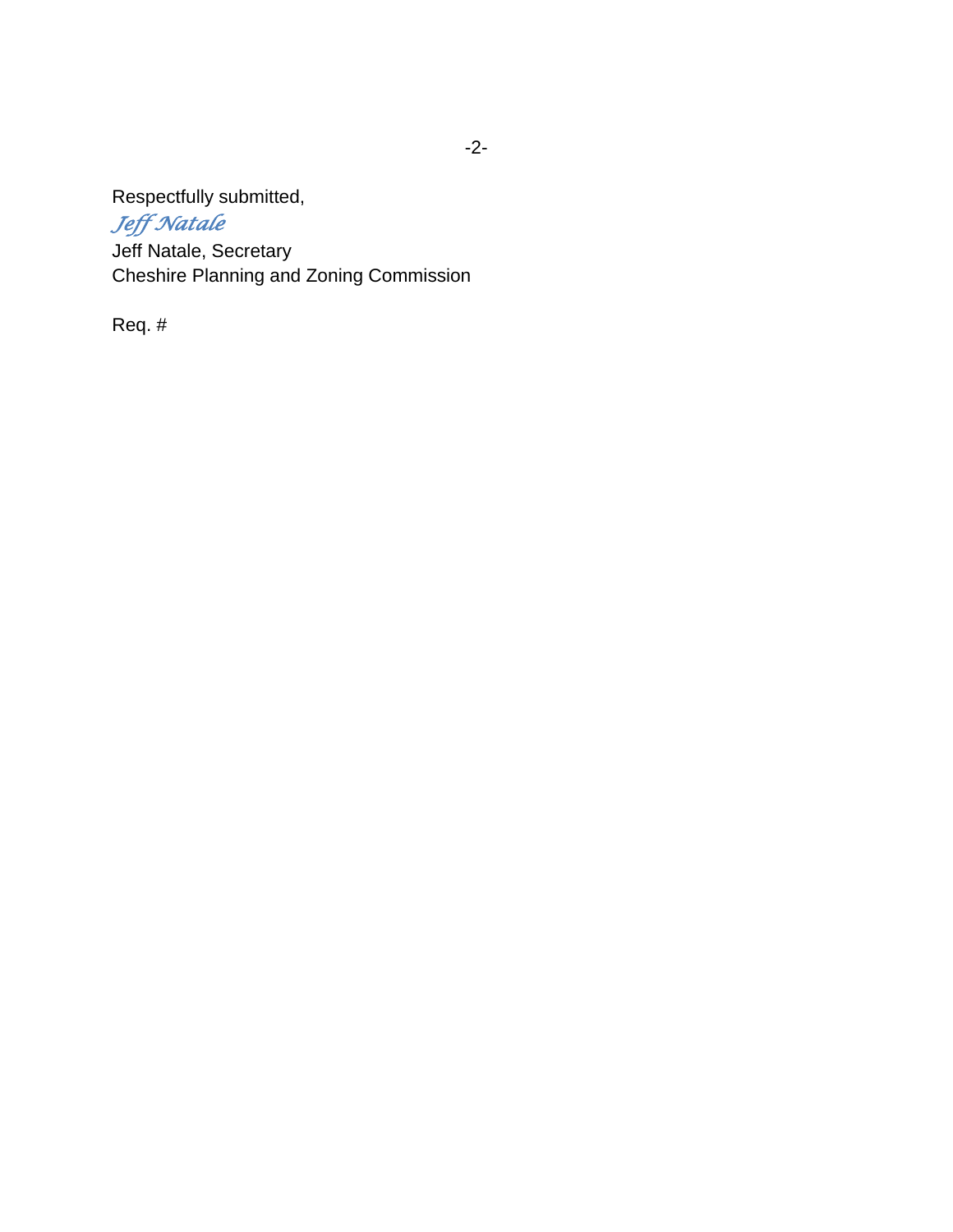Respectfully submitted,

*Jeff Natale*

Jeff Natale, Secretary

Cheshire Planning and Zoning Commission

Req. #